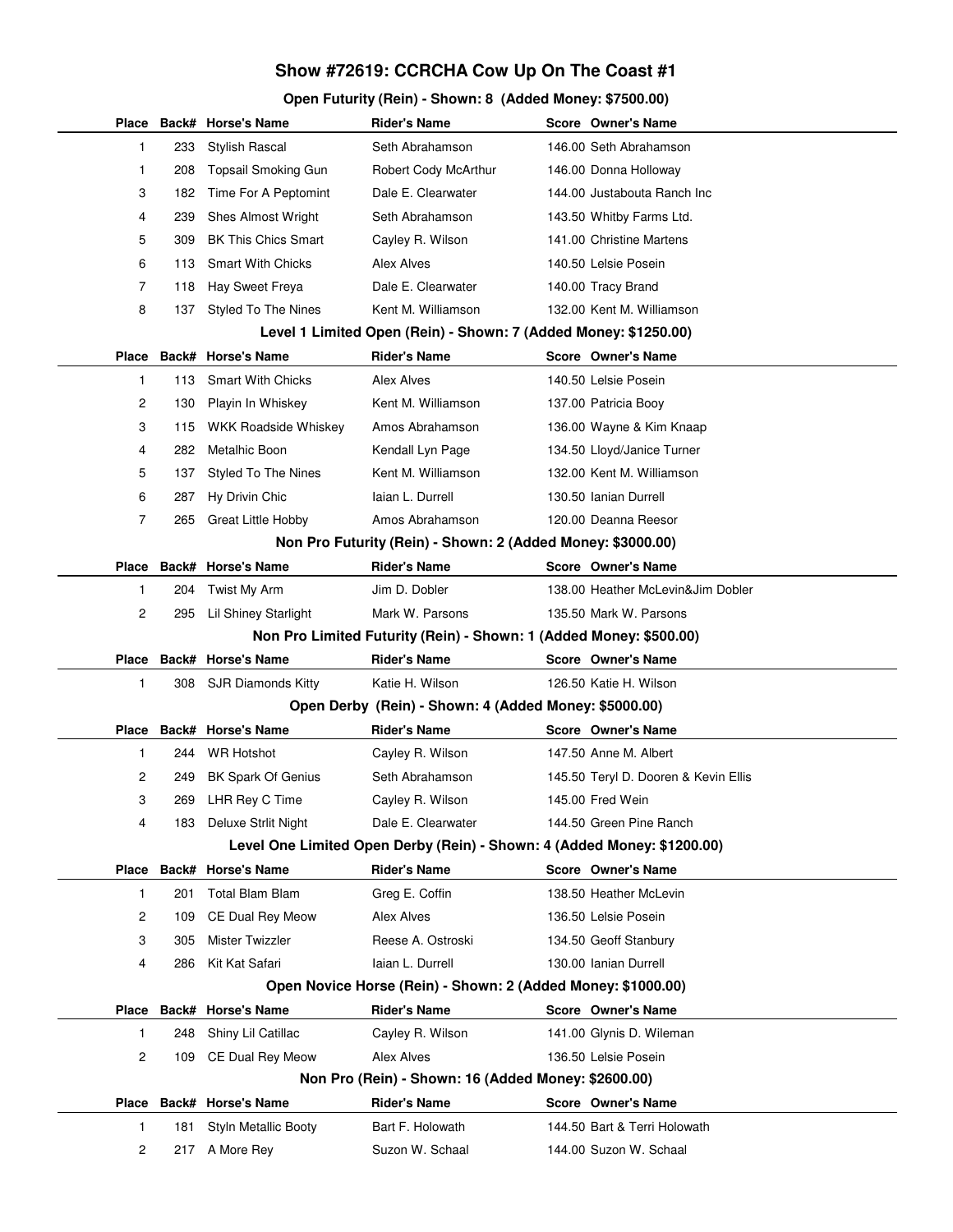# Show #72619: CCRCHA Cow Up On The Coast #1

### Open Futurity (Rein) - Shown: 8 (Added Money: $7500.00)

| Place | Back# | Horse's Name | Rider's Name | Score | Owner's Name |
|---|---|---|---|---|---|
| 1 | 233 | Stylish Rascal | Seth Abrahamson | 146.00 | Seth Abrahamson |
| 1 | 208 | Topsail Smoking Gun | Robert Cody McArthur | 146.00 | Donna Holloway |
| 3 | 182 | Time For A Peptomint | Dale E. Clearwater | 144.00 | Justabouta Ranch Inc |
| 4 | 239 | Shes Almost Wright | Seth Abrahamson | 143.50 | Whitby Farms Ltd. |
| 5 | 309 | BK This Chics Smart | Cayley R. Wilson | 141.00 | Christine Martens |
| 6 | 113 | Smart With Chicks | Alex Alves | 140.50 | Lelsie Posein |
| 7 | 118 | Hay Sweet Freya | Dale E. Clearwater | 140.00 | Tracy Brand |
| 8 | 137 | Styled To The Nines | Kent M. Williamson | 132.00 | Kent M. Williamson |

### Level 1 Limited Open (Rein) - Shown: 7 (Added Money: $1250.00)

| Place | Back# | Horse's Name | Rider's Name | Score | Owner's Name |
|---|---|---|---|---|---|
| 1 | 113 | Smart With Chicks | Alex Alves | 140.50 | Lelsie Posein |
| 2 | 130 | Playin In Whiskey | Kent M. Williamson | 137.00 | Patricia Booy |
| 3 | 115 | WKK Roadside Whiskey | Amos Abrahamson | 136.00 | Wayne & Kim Knaap |
| 4 | 282 | Metalhic Boon | Kendall Lyn Page | 134.50 | Lloyd/Janice Turner |
| 5 | 137 | Styled To The Nines | Kent M. Williamson | 132.00 | Kent M. Williamson |
| 6 | 287 | Hy Drivin Chic | Iaian L. Durrell | 130.50 | Ianian Durrell |
| 7 | 265 | Great Little Hobby | Amos Abrahamson | 120.00 | Deanna Reesor |

### Non Pro Futurity (Rein) - Shown: 2 (Added Money: $3000.00)

| Place | Back# | Horse's Name | Rider's Name | Score | Owner's Name |
|---|---|---|---|---|---|
| 1 | 204 | Twist My Arm | Jim D. Dobler | 138.00 | Heather McLevin&Jim Dobler |
| 2 | 295 | Lil Shiney Starlight | Mark W. Parsons | 135.50 | Mark W. Parsons |

### Non Pro Limited Futurity (Rein) - Shown: 1 (Added Money: $500.00)

| Place | Back# | Horse's Name | Rider's Name | Score | Owner's Name |
|---|---|---|---|---|---|
| 1 | 308 | SJR Diamonds Kitty | Katie H. Wilson | 126.50 | Katie H. Wilson |

### Open Derby (Rein) - Shown: 4 (Added Money: $5000.00)

| Place | Back# | Horse's Name | Rider's Name | Score | Owner's Name |
|---|---|---|---|---|---|
| 1 | 244 | WR Hotshot | Cayley R. Wilson | 147.50 | Anne M. Albert |
| 2 | 249 | BK Spark Of Genius | Seth Abrahamson | 145.50 | Teryl D. Dooren & Kevin Ellis |
| 3 | 269 | LHR Rey C Time | Cayley R. Wilson | 145.00 | Fred Wein |
| 4 | 183 | Deluxe Strlit Night | Dale E. Clearwater | 144.50 | Green Pine Ranch |

### Level One Limited Open Derby (Rein) - Shown: 4 (Added Money: $1200.00)

| Place | Back# | Horse's Name | Rider's Name | Score | Owner's Name |
|---|---|---|---|---|---|
| 1 | 201 | Total Blam Blam | Greg E. Coffin | 138.50 | Heather McLevin |
| 2 | 109 | CE Dual Rey Meow | Alex Alves | 136.50 | Lelsie Posein |
| 3 | 305 | Mister Twizzler | Reese A. Ostroski | 134.50 | Geoff Stanbury |
| 4 | 286 | Kit Kat Safari | Iaian L. Durrell | 130.00 | Ianian Durrell |

### Open Novice Horse (Rein) - Shown: 2 (Added Money: $1000.00)

| Place | Back# | Horse's Name | Rider's Name | Score | Owner's Name |
|---|---|---|---|---|---|
| 1 | 248 | Shiny Lil Catillac | Cayley R. Wilson | 141.00 | Glynis D. Wileman |
| 2 | 109 | CE Dual Rey Meow | Alex Alves | 136.50 | Lelsie Posein |

### Non Pro (Rein) - Shown: 16 (Added Money: $2600.00)

| Place | Back# | Horse's Name | Rider's Name | Score | Owner's Name |
|---|---|---|---|---|---|
| 1 | 181 | Styln Metallic Booty | Bart F. Holowath | 144.50 | Bart & Terri Holowath |
| 2 | 217 | A More Rey | Suzon W. Schaal | 144.00 | Suzon W. Schaal |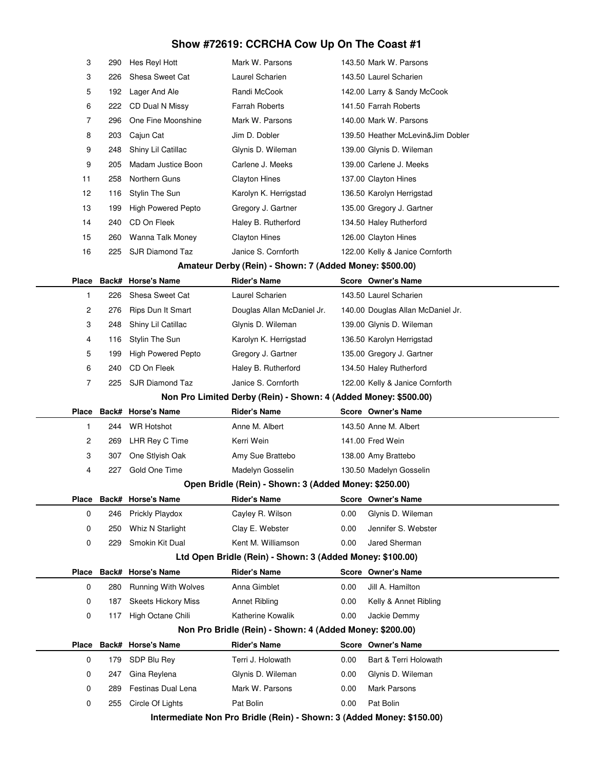# Show #72619: CCRCHA Cow Up On The Coast #1

| | | | | | |
|---|---|---|---|---|---|
| 3 | 290 | Hes Reyl Hott | Mark W. Parsons | 143.50 | Mark W. Parsons |
| 3 | 226 | Shesa Sweet Cat | Laurel Scharien | 143.50 | Laurel Scharien |
| 5 | 192 | Lager And Ale | Randi McCook | 142.00 | Larry & Sandy McCook |
| 6 | 222 | CD Dual N Missy | Farrah Roberts | 141.50 | Farrah Roberts |
| 7 | 296 | One Fine Moonshine | Mark W. Parsons | 140.00 | Mark W. Parsons |
| 8 | 203 | Cajun Cat | Jim D. Dobler | 139.50 | Heather McLevin&Jim Dobler |
| 9 | 248 | Shiny Lil Catillac | Glynis D. Wileman | 139.00 | Glynis D. Wileman |
| 9 | 205 | Madam Justice Boon | Carlene J. Meeks | 139.00 | Carlene J. Meeks |
| 11 | 258 | Northern Guns | Clayton Hines | 137.00 | Clayton Hines |
| 12 | 116 | Stylin The Sun | Karolyn K. Herrigstad | 136.50 | Karolyn Herrigstad |
| 13 | 199 | High Powered Pepto | Gregory J. Gartner | 135.00 | Gregory J. Gartner |
| 14 | 240 | CD On Fleek | Haley B. Rutherford | 134.50 | Haley Rutherford |
| 15 | 260 | Wanna Talk Money | Clayton Hines | 126.00 | Clayton Hines |
| 16 | 225 | SJR Diamond Taz | Janice S. Cornforth | 122.00 | Kelly & Janice Cornforth |

**Amateur Derby (Rein) - Shown: 7 (Added Money: $500.00)**

| Place | Back# | Horse's Name | Rider's Name | Score | Owner's Name |
|---|---|---|---|---|---|
| 1 | 226 | Shesa Sweet Cat | Laurel Scharien | 143.50 | Laurel Scharien |
| 2 | 276 | Rips Dun It Smart | Douglas Allan McDaniel Jr. | 140.00 | Douglas Allan McDaniel Jr. |
| 3 | 248 | Shiny Lil Catillac | Glynis D. Wileman | 139.00 | Glynis D. Wileman |
| 4 | 116 | Stylin The Sun | Karolyn K. Herrigstad | 136.50 | Karolyn Herrigstad |
| 5 | 199 | High Powered Pepto | Gregory J. Gartner | 135.00 | Gregory J. Gartner |
| 6 | 240 | CD On Fleek | Haley B. Rutherford | 134.50 | Haley Rutherford |
| 7 | 225 | SJR Diamond Taz | Janice S. Cornforth | 122.00 | Kelly & Janice Cornforth |

**Non Pro Limited Derby (Rein) - Shown: 4 (Added Money: $500.00)**

| Place | Back# | Horse's Name | Rider's Name | Score | Owner's Name |
|---|---|---|---|---|---|
| 1 | 244 | WR Hotshot | Anne M. Albert | 143.50 | Anne M. Albert |
| 2 | 269 | LHR Rey C Time | Kerri Wein | 141.00 | Fred Wein |
| 3 | 307 | One Stlyish Oak | Amy Sue Brattebo | 138.00 | Amy Brattebo |
| 4 | 227 | Gold One Time | Madelyn Gosselin | 130.50 | Madelyn Gosselin |

**Open Bridle (Rein) - Shown: 3 (Added Money: $250.00)**

| Place | Back# | Horse's Name | Rider's Name | Score | Owner's Name |
|---|---|---|---|---|---|
| 0 | 246 | Prickly Playdox | Cayley R. Wilson | 0.00 | Glynis D. Wileman |
| 0 | 250 | Whiz N Starlight | Clay E. Webster | 0.00 | Jennifer S. Webster |
| 0 | 229 | Smokin Kit Dual | Kent M. Williamson | 0.00 | Jared Sherman |

**Ltd Open Bridle (Rein) - Shown: 3 (Added Money: $100.00)**

| Place | Back# | Horse's Name | Rider's Name | Score | Owner's Name |
|---|---|---|---|---|---|
| 0 | 280 | Running With Wolves | Anna Gimblet | 0.00 | Jill A. Hamilton |
| 0 | 187 | Skeets Hickory Miss | Annet Ribling | 0.00 | Kelly & Annet Ribling |
| 0 | 117 | High Octane Chili | Katherine Kowalik | 0.00 | Jackie Demmy |

**Non Pro Bridle (Rein) - Shown: 4 (Added Money: $200.00)**

| Place | Back# | Horse's Name | Rider's Name | Score | Owner's Name |
|---|---|---|---|---|---|
| 0 | 179 | SDP Blu Rey | Terri J. Holowath | 0.00 | Bart & Terri Holowath |
| 0 | 247 | Gina Reylena | Glynis D. Wileman | 0.00 | Glynis D. Wileman |
| 0 | 289 | Festinas Dual Lena | Mark W. Parsons | 0.00 | Mark Parsons |
| 0 | 255 | Circle Of Lights | Pat Bolin | 0.00 | Pat Bolin |

**Intermediate Non Pro Bridle (Rein) - Shown: 3 (Added Money: $150.00)**